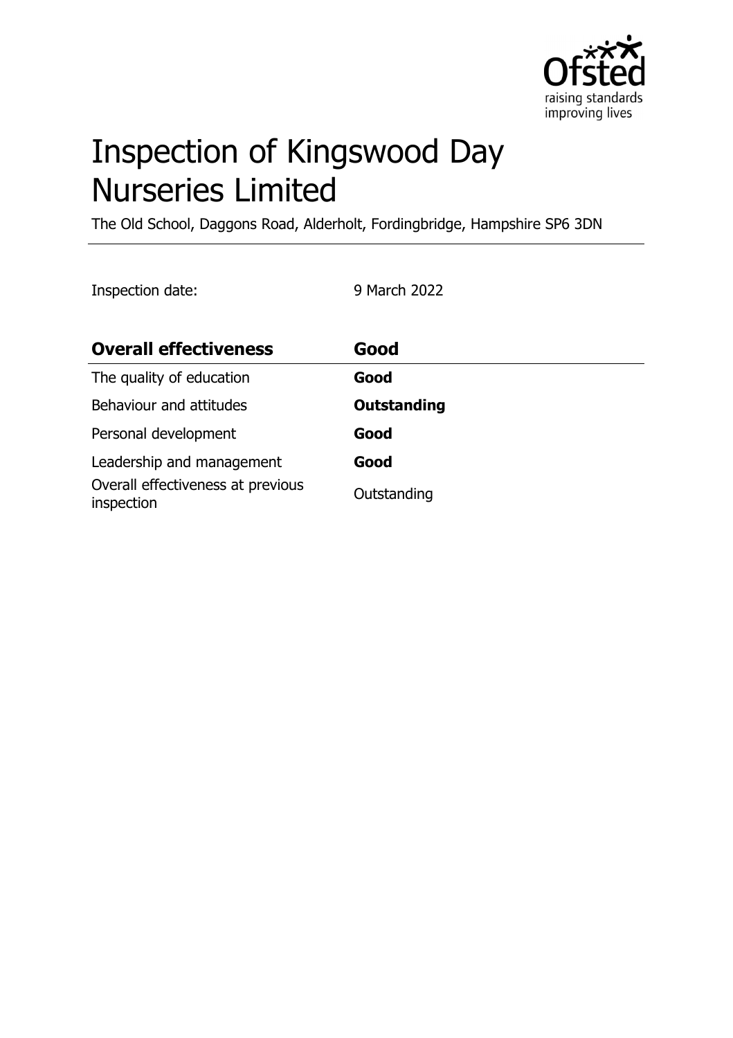# Inspection of Kingswood Day Nurseries Limited

The Old School, Daggons Road, Alderholt, Fordingbridge, Hampshire SP6 3DN

Inspection date: 9 March 2022

| **Overall effectiveness** | **Good** |
|---|---|
| The quality of education | **Good** |
| Behaviour and attitudes | **Outstanding** |
| Personal development | **Good** |
| Leadership and management | **Good** |
| Overall effectiveness at previous inspection | Outstanding |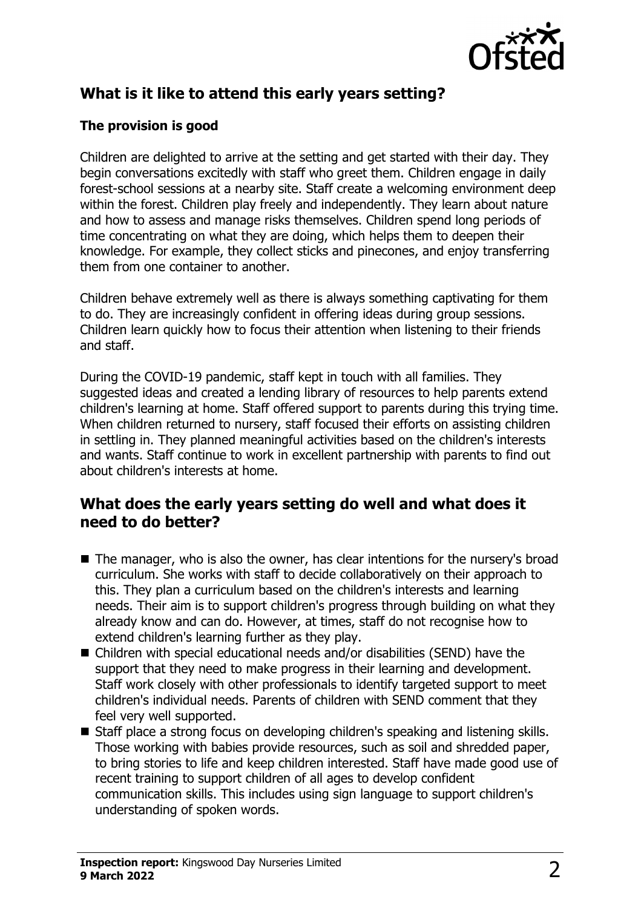## What is it like to attend this early years setting?

### The provision is good

Children are delighted to arrive at the setting and get started with their day. They begin conversations excitedly with staff who greet them. Children engage in daily forest-school sessions at a nearby site. Staff create a welcoming environment deep within the forest. Children play freely and independently. They learn about nature and how to assess and manage risks themselves. Children spend long periods of time concentrating on what they are doing, which helps them to deepen their knowledge. For example, they collect sticks and pinecones, and enjoy transferring them from one container to another.

Children behave extremely well as there is always something captivating for them to do. They are increasingly confident in offering ideas during group sessions. Children learn quickly how to focus their attention when listening to their friends and staff.

During the COVID-19 pandemic, staff kept in touch with all families. They suggested ideas and created a lending library of resources to help parents extend children's learning at home. Staff offered support to parents during this trying time. When children returned to nursery, staff focused their efforts on assisting children in settling in. They planned meaningful activities based on the children's interests and wants. Staff continue to work in excellent partnership with parents to find out about children's interests at home.

## What does the early years setting do well and what does it need to do better?

- The manager, who is also the owner, has clear intentions for the nursery's broad curriculum. She works with staff to decide collaboratively on their approach to this. They plan a curriculum based on the children's interests and learning needs. Their aim is to support children's progress through building on what they already know and can do. However, at times, staff do not recognise how to extend children's learning further as they play.
- Children with special educational needs and/or disabilities (SEND) have the support that they need to make progress in their learning and development. Staff work closely with other professionals to identify targeted support to meet children's individual needs. Parents of children with SEND comment that they feel very well supported.
- Staff place a strong focus on developing children's speaking and listening skills. Those working with babies provide resources, such as soil and shredded paper, to bring stories to life and keep children interested. Staff have made good use of recent training to support children of all ages to develop confident communication skills. This includes using sign language to support children's understanding of spoken words.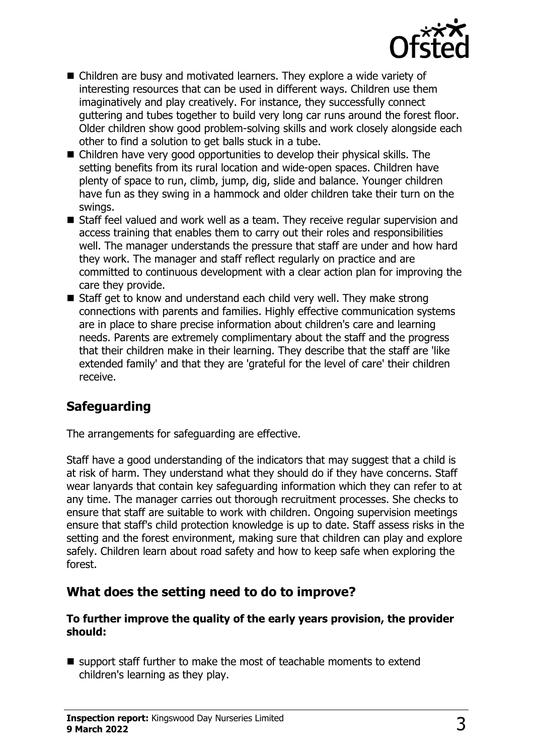- Children are busy and motivated learners. They explore a wide variety of interesting resources that can be used in different ways. Children use them imaginatively and play creatively. For instance, they successfully connect guttering and tubes together to build very long car runs around the forest floor. Older children show good problem-solving skills and work closely alongside each other to find a solution to get balls stuck in a tube.
- Children have very good opportunities to develop their physical skills. The setting benefits from its rural location and wide-open spaces. Children have plenty of space to run, climb, jump, dig, slide and balance. Younger children have fun as they swing in a hammock and older children take their turn on the swings.
- Staff feel valued and work well as a team. They receive regular supervision and access training that enables them to carry out their roles and responsibilities well. The manager understands the pressure that staff are under and how hard they work. The manager and staff reflect regularly on practice and are committed to continuous development with a clear action plan for improving the care they provide.
- Staff get to know and understand each child very well. They make strong connections with parents and families. Highly effective communication systems are in place to share precise information about children's care and learning needs. Parents are extremely complimentary about the staff and the progress that their children make in their learning. They describe that the staff are 'like extended family' and that they are 'grateful for the level of care' their children receive.

## Safeguarding

The arrangements for safeguarding are effective.

Staff have a good understanding of the indicators that may suggest that a child is at risk of harm. They understand what they should do if they have concerns. Staff wear lanyards that contain key safeguarding information which they can refer to at any time. The manager carries out thorough recruitment processes. She checks to ensure that staff are suitable to work with children. Ongoing supervision meetings ensure that staff's child protection knowledge is up to date. Staff assess risks in the setting and the forest environment, making sure that children can play and explore safely. Children learn about road safety and how to keep safe when exploring the forest.

## What does the setting need to do to improve?

**To further improve the quality of the early years provision, the provider should:**

- support staff further to make the most of teachable moments to extend children's learning as they play.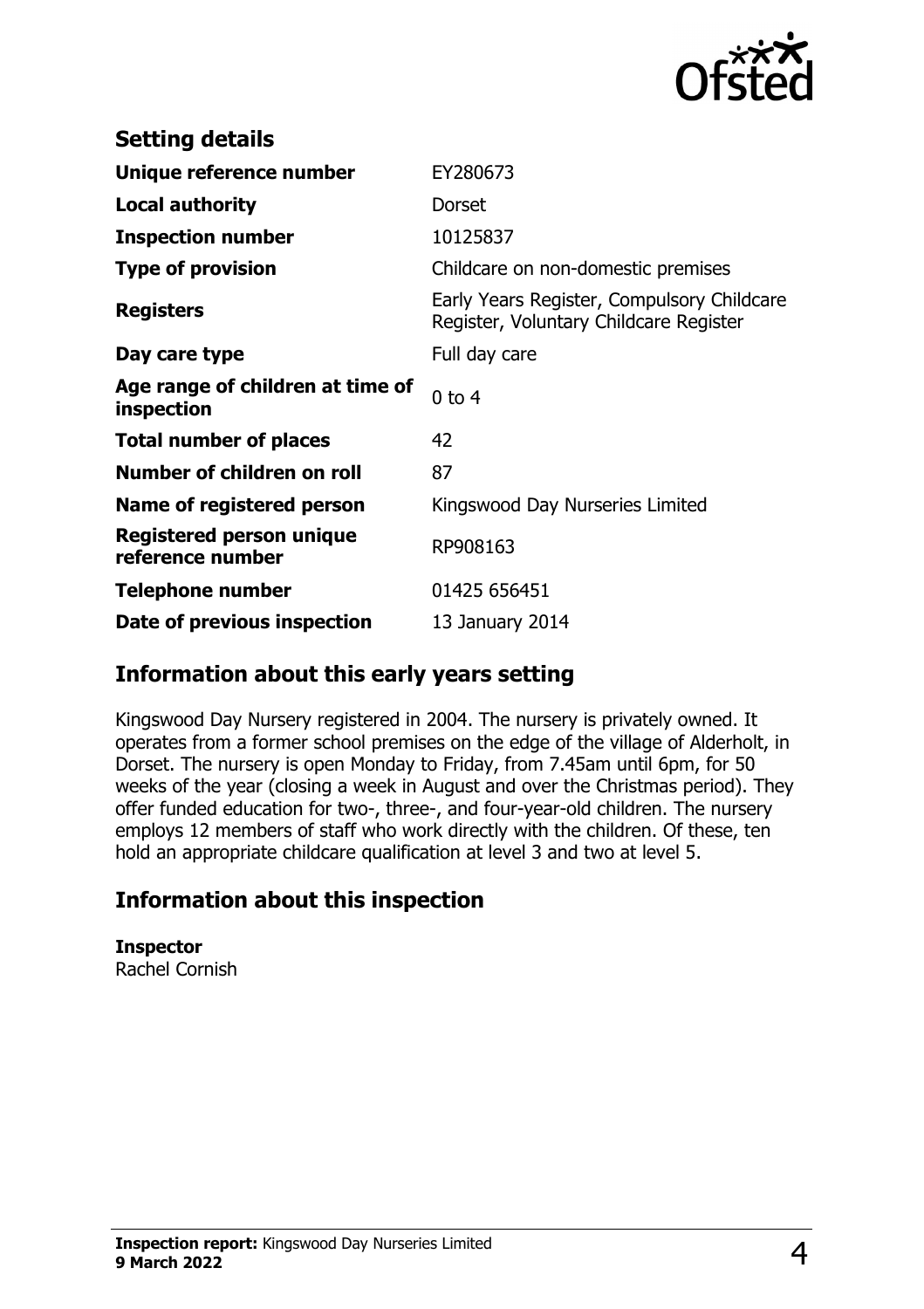## Setting details

| | |
|---|---|
| **Unique reference number** | EY280673 |
| **Local authority** | Dorset |
| **Inspection number** | 10125837 |
| **Type of provision** | Childcare on non-domestic premises |
| **Registers** | Early Years Register, Compulsory Childcare Register, Voluntary Childcare Register |
| **Day care type** | Full day care |
| **Age range of children at time of inspection** | 0 to 4 |
| **Total number of places** | 42 |
| **Number of children on roll** | 87 |
| **Name of registered person** | Kingswood Day Nurseries Limited |
| **Registered person unique reference number** | RP908163 |
| **Telephone number** | 01425 656451 |
| **Date of previous inspection** | 13 January 2014 |

## Information about this early years setting

Kingswood Day Nursery registered in 2004. The nursery is privately owned. It operates from a former school premises on the edge of the village of Alderholt, in Dorset. The nursery is open Monday to Friday, from 7.45am until 6pm, for 50 weeks of the year (closing a week in August and over the Christmas period). They offer funded education for two-, three-, and four-year-old children. The nursery employs 12 members of staff who work directly with the children. Of these, ten hold an appropriate childcare qualification at level 3 and two at level 5.

## Information about this inspection

**Inspector**
Rachel Cornish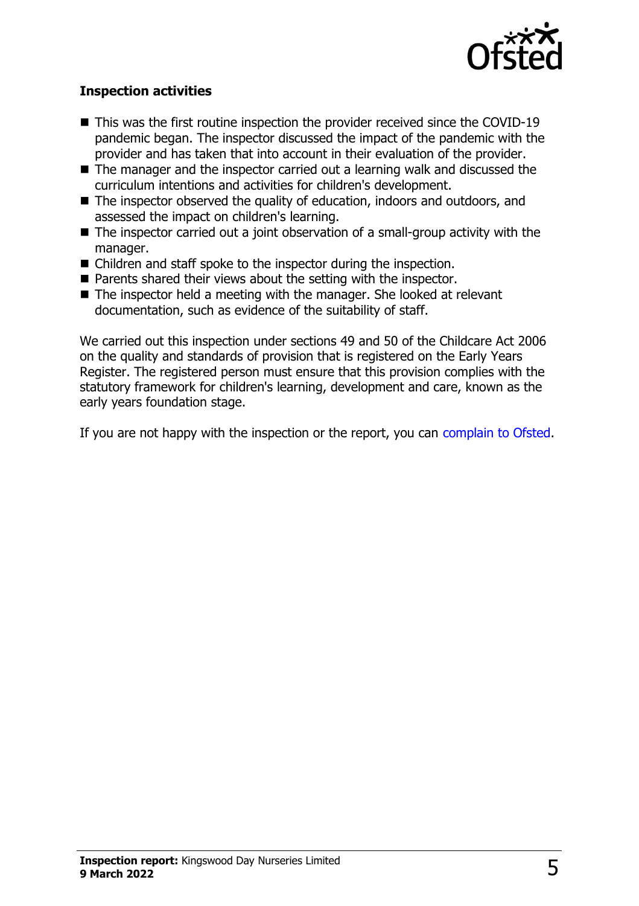**Inspection activities**

- This was the first routine inspection the provider received since the COVID-19 pandemic began. The inspector discussed the impact of the pandemic with the provider and has taken that into account in their evaluation of the provider.
- The manager and the inspector carried out a learning walk and discussed the curriculum intentions and activities for children's development.
- The inspector observed the quality of education, indoors and outdoors, and assessed the impact on children's learning.
- The inspector carried out a joint observation of a small-group activity with the manager.
- Children and staff spoke to the inspector during the inspection.
- Parents shared their views about the setting with the inspector.
- The inspector held a meeting with the manager. She looked at relevant documentation, such as evidence of the suitability of staff.

We carried out this inspection under sections 49 and 50 of the Childcare Act 2006 on the quality and standards of provision that is registered on the Early Years Register. The registered person must ensure that this provision complies with the statutory framework for children's learning, development and care, known as the early years foundation stage.

If you are not happy with the inspection or the report, you can complain to Ofsted.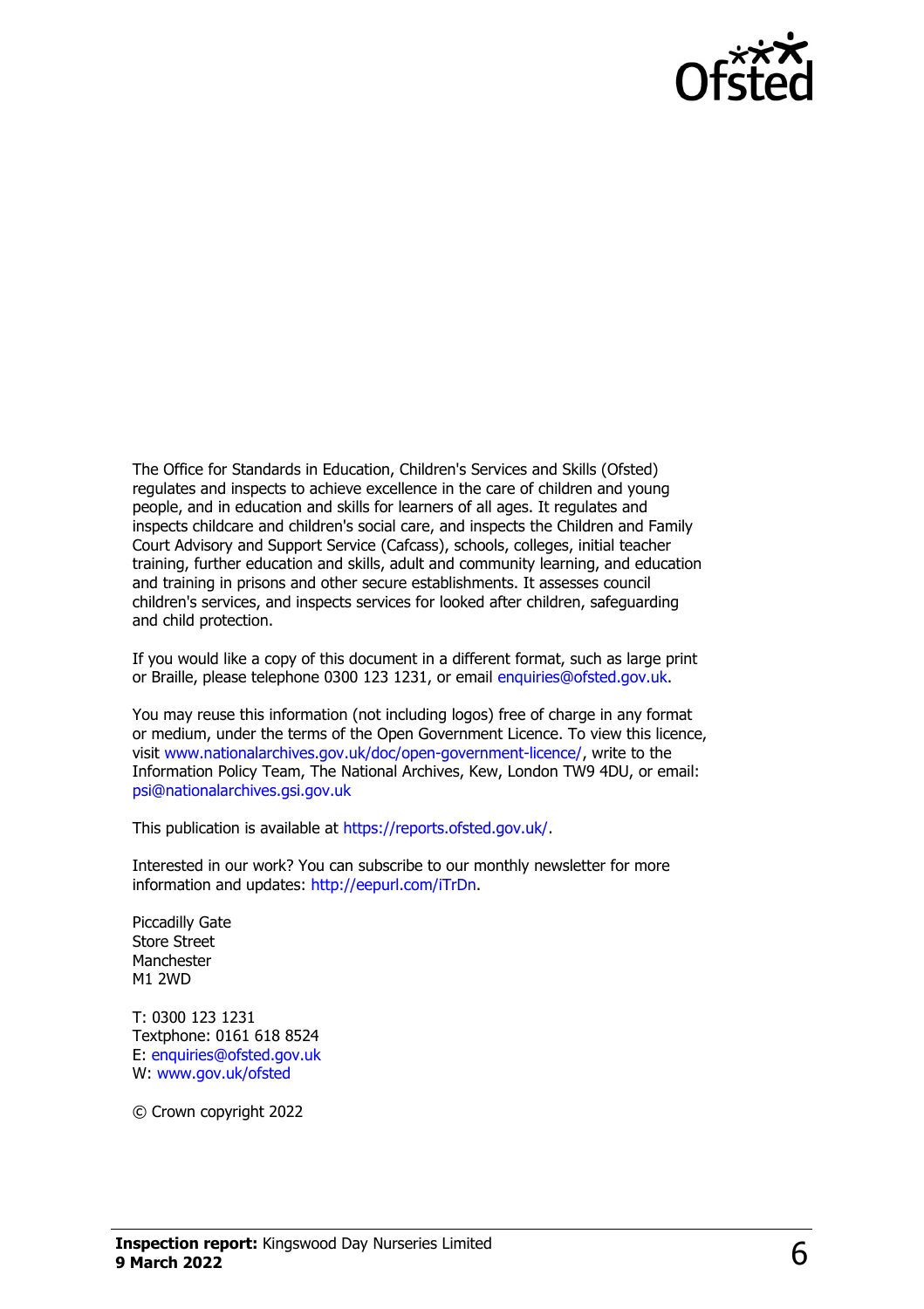The Office for Standards in Education, Children's Services and Skills (Ofsted) regulates and inspects to achieve excellence in the care of children and young people, and in education and skills for learners of all ages. It regulates and inspects childcare and children's social care, and inspects the Children and Family Court Advisory and Support Service (Cafcass), schools, colleges, initial teacher training, further education and skills, adult and community learning, and education and training in prisons and other secure establishments. It assesses council children's services, and inspects services for looked after children, safeguarding and child protection.

If you would like a copy of this document in a different format, such as large print or Braille, please telephone 0300 123 1231, or email enquiries@ofsted.gov.uk.

You may reuse this information (not including logos) free of charge in any format or medium, under the terms of the Open Government Licence. To view this licence, visit www.nationalarchives.gov.uk/doc/open-government-licence/, write to the Information Policy Team, The National Archives, Kew, London TW9 4DU, or email: psi@nationalarchives.gsi.gov.uk

This publication is available at https://reports.ofsted.gov.uk/.

Interested in our work? You can subscribe to our monthly newsletter for more information and updates: http://eepurl.com/iTrDn.

Piccadilly Gate
Store Street
Manchester
M1 2WD

T: 0300 123 1231
Textphone: 0161 618 8524
E: enquiries@ofsted.gov.uk
W: www.gov.uk/ofsted

© Crown copyright 2022